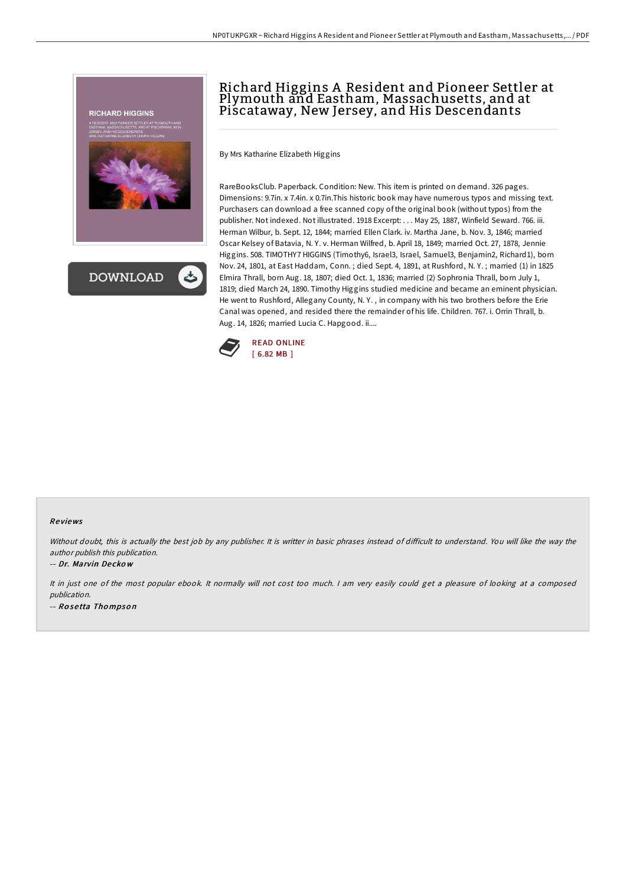# Richard Higgins A Resident and Pioneer Settler at Plymouth and Eastham, Massachusetts, and at Piscataway, New Jersey, and His Descendants

By Mrs Katharine Elizabeth Higgins

RareBooksClub. Paperback. Condition: New. This item is printed on demand. 326 pages. Dimensions: 9.7in. x 7.4in. x 0.7in.This historic book may have numerous typos and missing text. Purchasers can download a free scanned copy of the original book (without typos) from the publisher. Not indexed. Not illustrated. 1918 Excerpt: . . . May 25, 1887, Winfield Seward. 766. iii. Herman Wilbur, b. Sept. 12, 1844; married Ellen Clark. iv. Martha Jane, b. Nov. 3, 1846; married Oscar Kelsey of Batavia, N. Y. v. Herman Wilfred, b. April 18, 1849; married Oct. 27, 1878, Jennie Higgins. 508. TIMOTHY7 HIGGINS (Timothy6, Israel3, Israel, Samuel3, Benjamin2, Richard1), born Nov. 24, 1801, at East Haddam, Conn. ; died Sept. 4, 1891, at Rushford, N. Y. ; married (1) in 1825 Elmira Thrall, born Aug. 18, 1807; died Oct. 1, 1836; married (2) Sophronia Thrall, born July 1, 1819; died March 24, 1890. Timothy Higgins studied medicine and became an eminent physician. He went to Rushford, Allegany County, N. Y. , in company with his two brothers before the Erie Canal was opened, and resided there the remainder of his life. Children. 767. i. Orrin Thrall, b. Aug. 14, 1826; married Lucia C. Hapgood. ii....

READ ONLINE
[ 6.82 MB ]

## Reviews

*Without doubt, this is actually the best job by any publisher. It is writter in basic phrases instead of difficult to understand. You will like the way the author publish this publication.*

-- ***Dr. Marvin Deckow***

*It in just one of the most popular ebook. It normally will not cost too much. I am very easily could get a pleasure of looking at a composed publication.*

-- ***Rosetta Thompson***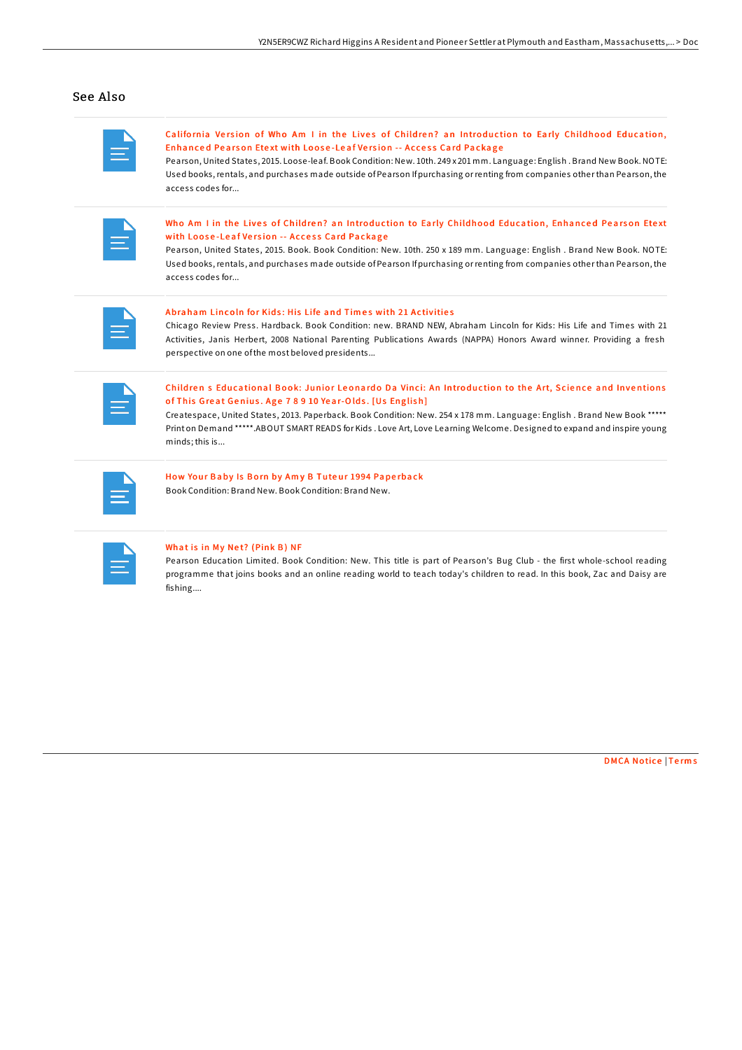## See Also

**California Version of Who Am I in the Lives of Children? an Introduction to Early Childhood Education, Enhanced Pearson Etext with Loose-Leaf Version -- Access Card Package**

Pearson, United States, 2015. Loose-leaf. Book Condition: New. 10th. 249 x 201 mm. Language: English . Brand New Book. NOTE: Used books, rentals, and purchases made outside of Pearson If purchasing or renting from companies other than Pearson, the access codes for...

**Who Am I in the Lives of Children? an Introduction to Early Childhood Education, Enhanced Pearson Etext with Loose-Leaf Version -- Access Card Package**

Pearson, United States, 2015. Book. Book Condition: New. 10th. 250 x 189 mm. Language: English . Brand New Book. NOTE: Used books, rentals, and purchases made outside of Pearson If purchasing or renting from companies other than Pearson, the access codes for...

**Abraham Lincoln for Kids: His Life and Times with 21 Activities**

Chicago Review Press. Hardback. Book Condition: new. BRAND NEW, Abraham Lincoln for Kids: His Life and Times with 21 Activities, Janis Herbert, 2008 National Parenting Publications Awards (NAPPA) Honors Award winner. Providing a fresh perspective on one of the most beloved presidents...

**Children s Educational Book: Junior Leonardo Da Vinci: An Introduction to the Art, Science and Inventions of This Great Genius. Age 7 8 9 10 Year-Olds. [Us English]**

Createspace, United States, 2013. Paperback. Book Condition: New. 254 x 178 mm. Language: English . Brand New Book ***** Print on Demand *****.ABOUT SMART READS for Kids . Love Art, Love Learning Welcome. Designed to expand and inspire young minds; this is...

**How Your Baby Is Born by Amy B Tuteur 1994 Paperback**

Book Condition: Brand New. Book Condition: Brand New.

**What is in My Net? (Pink B) NF**

Pearson Education Limited. Book Condition: New. This title is part of Pearson's Bug Club - the first whole-school reading programme that joins books and an online reading world to teach today's children to read. In this book, Zac and Daisy are fishing....